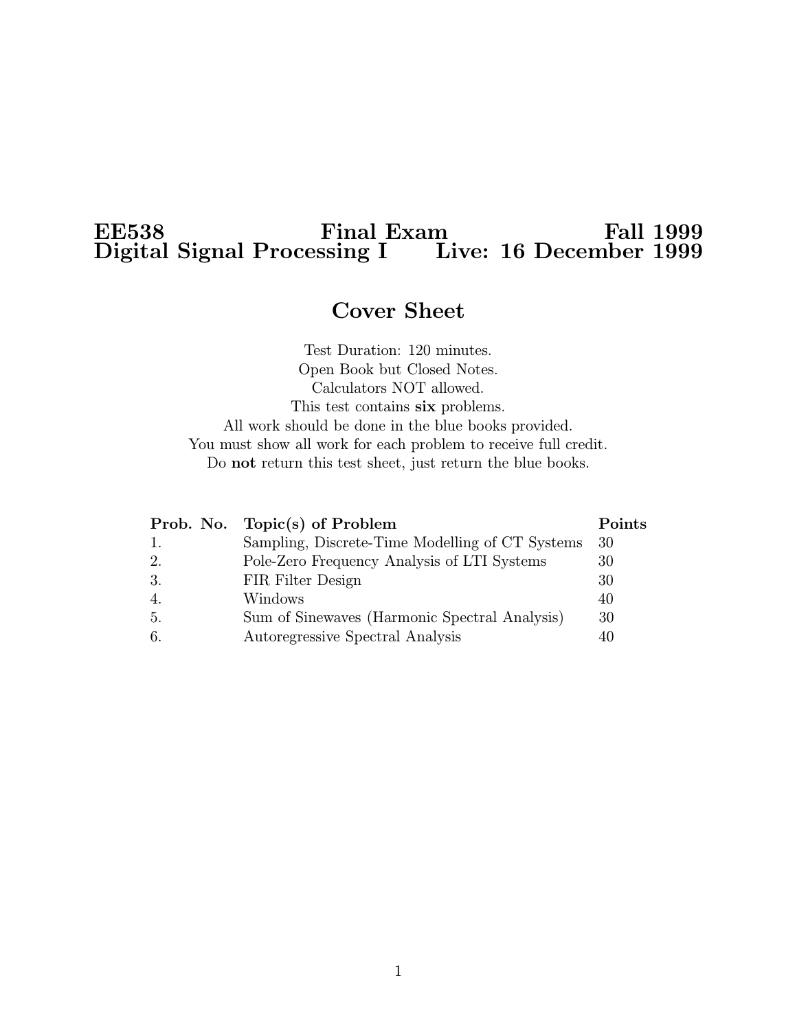# EE538 Final Exam Fall 1999
# Digital Signal Processing I Live: 16 December 1999

## Cover Sheet

Test Duration: 120 minutes.
Open Book but Closed Notes.
Calculators NOT allowed.
This test contains **six** problems.
All work should be done in the blue books provided.
You must show all work for each problem to receive full credit.
Do **not** return this test sheet, just return the blue books.

| Prob. No. | Topic(s) of Problem | Points |
|---|---|---|
| 1. | Sampling, Discrete-Time Modelling of CT Systems | 30 |
| 2. | Pole-Zero Frequency Analysis of LTI Systems | 30 |
| 3. | FIR Filter Design | 30 |
| 4. | Windows | 40 |
| 5. | Sum of Sinewaves (Harmonic Spectral Analysis) | 30 |
| 6. | Autoregressive Spectral Analysis | 40 |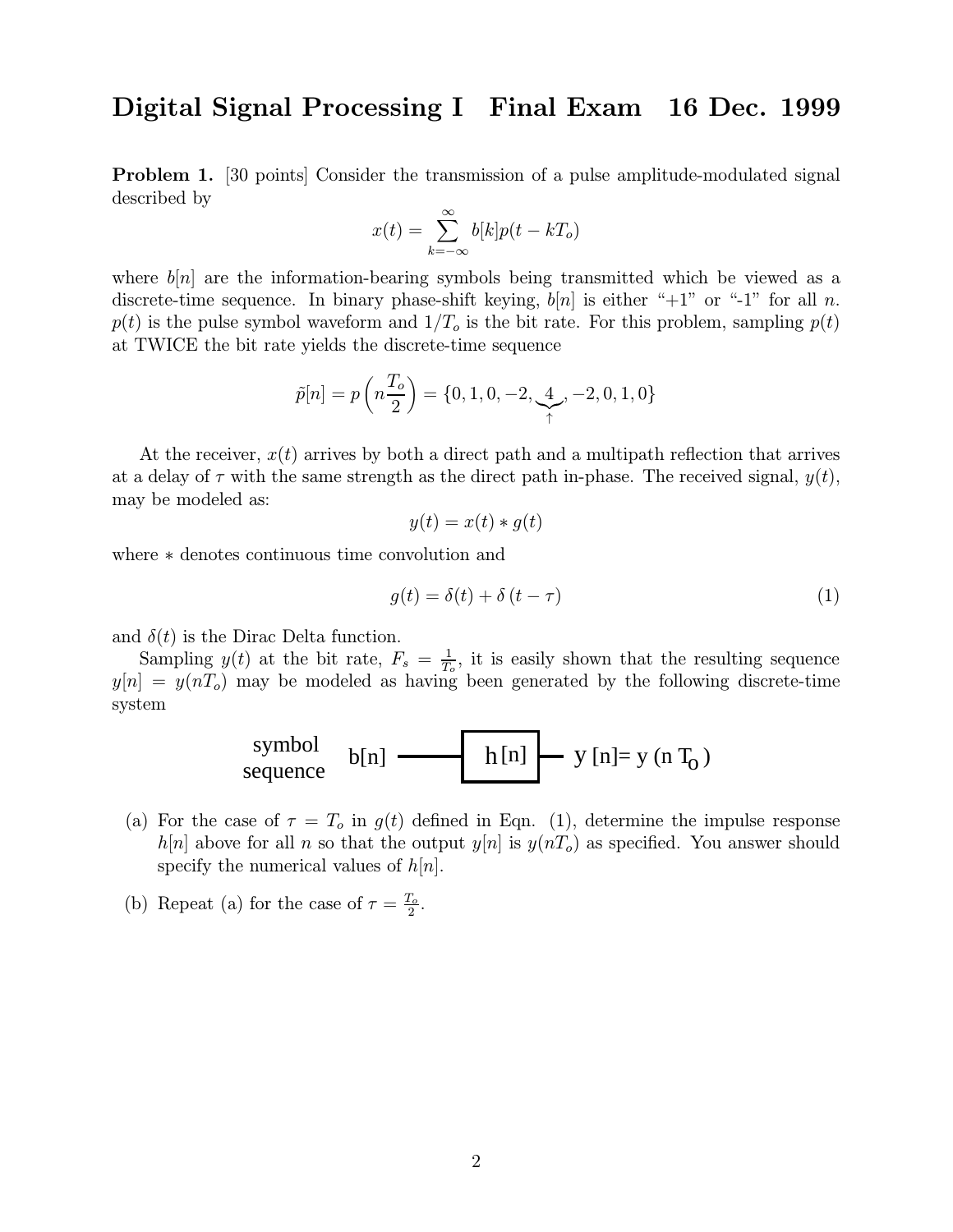# Digital Signal Processing I  Final Exam  16 Dec. 1999

**Problem 1.** [30 points] Consider the transmission of a pulse amplitude-modulated signal described by

$$x(t) = \sum_{k=-\infty}^{\infty} b[k]p(t - kT_o)$$

where $b[n]$ are the information-bearing symbols being transmitted which be viewed as a discrete-time sequence. In binary phase-shift keying, $b[n]$ is either "+1" or "-1" for all $n$. $p(t)$ is the pulse symbol waveform and $1/T_o$ is the bit rate. For this problem, sampling $p(t)$ at TWICE the bit rate yields the discrete-time sequence

$$\tilde{p}[n] = p\left(n\frac{T_o}{2}\right) = \{0, 1, 0, -2, \underbrace{4}_{\uparrow}, -2, 0, 1, 0\}$$

At the receiver, $x(t)$ arrives by both a direct path and a multipath reflection that arrives at a delay of $\tau$ with the same strength as the direct path in-phase. The received signal, $y(t)$, may be modeled as:

$$y(t) = x(t) * g(t)$$

where $*$ denotes continuous time convolution and

$$g(t) = \delta(t) + \delta(t - \tau) \tag{1}$$

and $\delta(t)$ is the Dirac Delta function.

Sampling $y(t)$ at the bit rate, $F_s = \frac{1}{T_o}$, it is easily shown that the resulting sequence $y[n] = y(nT_o)$ may be modeled as having been generated by the following discrete-time system

symbol sequence $b[n]$ —— $h[n]$ —— $y[n] = y(nT_o)$

(a) For the case of $\tau = T_o$ in $g(t)$ defined in Eqn. (1), determine the impulse response $h[n]$ above for all $n$ so that the output $y[n]$ is $y(nT_o)$ as specified. You answer should specify the numerical values of $h[n]$.

(b) Repeat (a) for the case of $\tau = \frac{T_o}{2}$.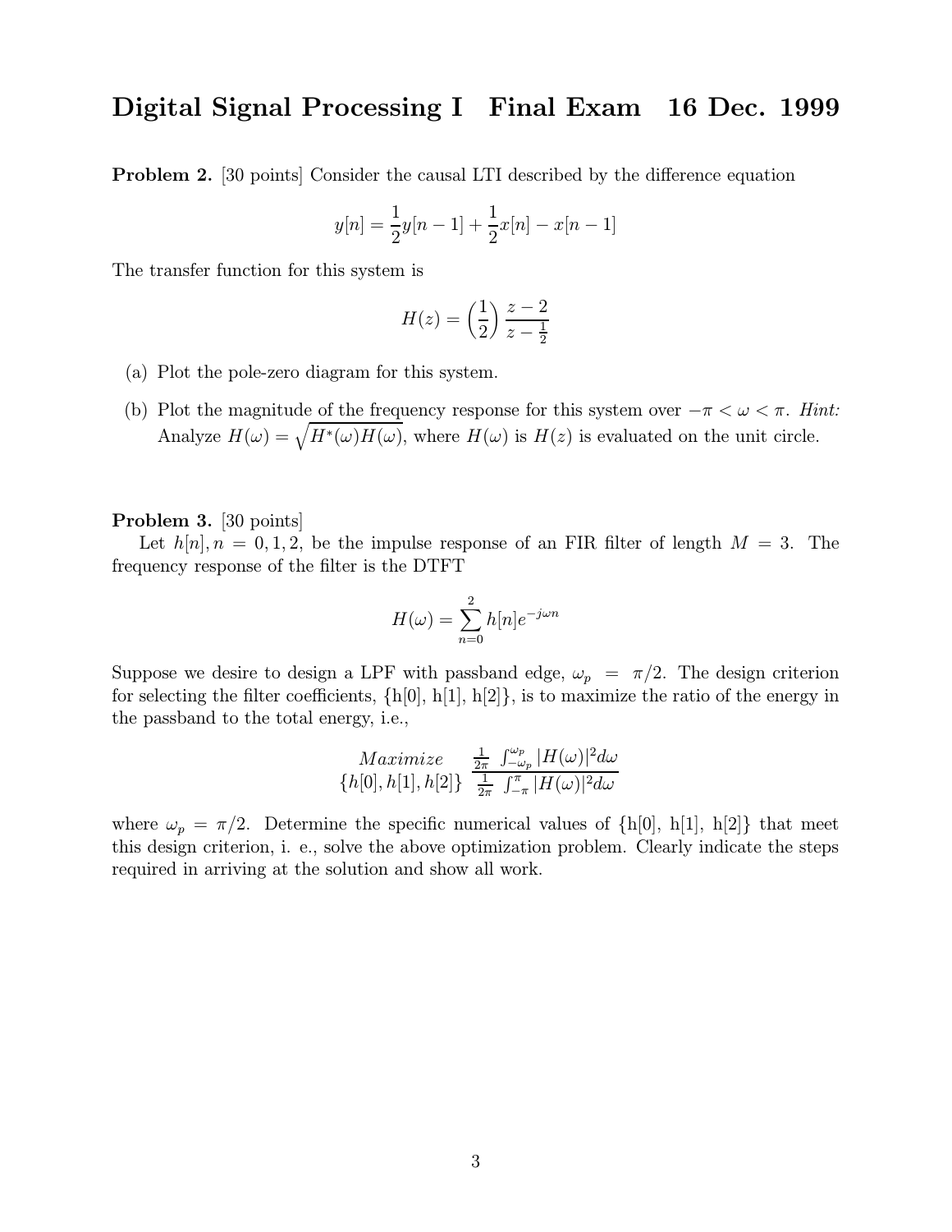# Digital Signal Processing I Final Exam 16 Dec. 1999

**Problem 2.** [30 points] Consider the causal LTI described by the difference equation

$$y[n] = \frac{1}{2}y[n-1] + \frac{1}{2}x[n] - x[n-1]$$

The transfer function for this system is

$$H(z) = \left(\frac{1}{2}\right)\frac{z-2}{z-\frac{1}{2}}$$

(a) Plot the pole-zero diagram for this system.

(b) Plot the magnitude of the frequency response for this system over $-\pi < \omega < \pi$. *Hint:* Analyze $H(\omega) = \sqrt{H^*(\omega)H(\omega)}$, where $H(\omega)$ is $H(z)$ is evaluated on the unit circle.

**Problem 3.** [30 points]

Let $h[n], n = 0, 1, 2,$ be the impulse response of an FIR filter of length $M = 3$. The frequency response of the filter is the DTFT

$$H(\omega) = \sum_{n=0}^{2} h[n]e^{-j\omega n}$$

Suppose we desire to design a LPF with passband edge, $\omega_p = \pi/2$. The design criterion for selecting the filter coefficients, {h[0], h[1], h[2]}, is to maximize the ratio of the energy in the passband to the total energy, i.e.,

$$\underset{\{h[0], h[1], h[2]\}}{Maximize} \quad \frac{\frac{1}{2\pi}\int_{-\omega_p}^{\omega_p} |H(\omega)|^2 d\omega}{\frac{1}{2\pi}\int_{-\pi}^{\pi} |H(\omega)|^2 d\omega}$$

where $\omega_p = \pi/2$. Determine the specific numerical values of {h[0], h[1], h[2]} that meet this design criterion, i. e., solve the above optimization problem. Clearly indicate the steps required in arriving at the solution and show all work.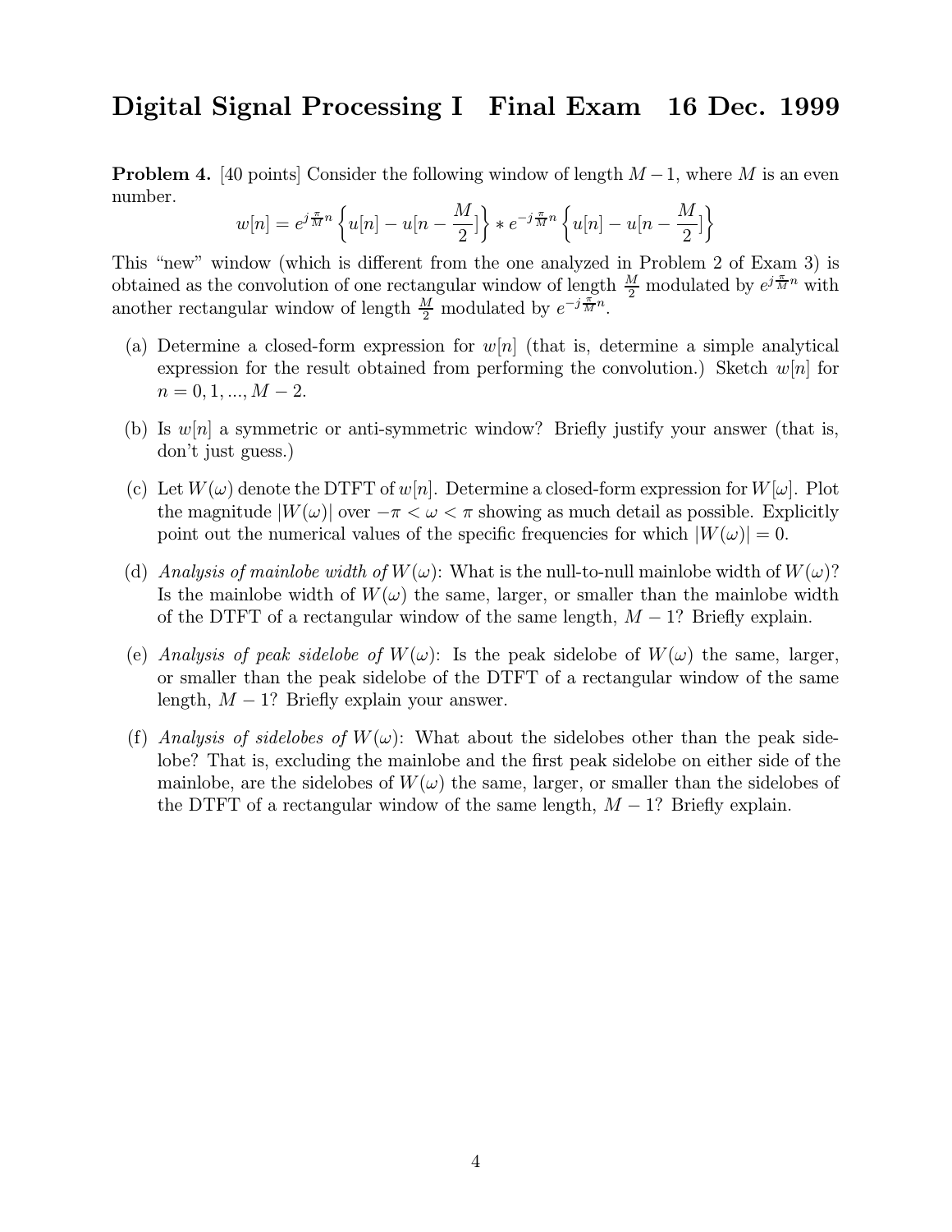# Digital Signal Processing I Final Exam 16 Dec. 1999

**Problem 4.** [40 points] Consider the following window of length $M-1$, where $M$ is an even number.

$$w[n] = e^{j\frac{\pi}{M}n}\left\{u[n] - u[n-\frac{M}{2}]\right\} * e^{-j\frac{\pi}{M}n}\left\{u[n] - u[n-\frac{M}{2}]\right\}$$

This "new" window (which is different from the one analyzed in Problem 2 of Exam 3) is obtained as the convolution of one rectangular window of length $\frac{M}{2}$ modulated by $e^{j\frac{\pi}{M}n}$ with another rectangular window of length $\frac{M}{2}$ modulated by $e^{-j\frac{\pi}{M}n}$.

(a) Determine a closed-form expression for $w[n]$ (that is, determine a simple analytical expression for the result obtained from performing the convolution.) Sketch $w[n]$ for $n = 0, 1, ..., M-2$.

(b) Is $w[n]$ a symmetric or anti-symmetric window? Briefly justify your answer (that is, don't just guess.)

(c) Let $W(\omega)$ denote the DTFT of $w[n]$. Determine a closed-form expression for $W[\omega]$. Plot the magnitude $|W(\omega)|$ over $-\pi < \omega < \pi$ showing as much detail as possible. Explicitly point out the numerical values of the specific frequencies for which $|W(\omega)| = 0$.

(d) *Analysis of mainlobe width of* $W(\omega)$: What is the null-to-null mainlobe width of $W(\omega)$? Is the mainlobe width of $W(\omega)$ the same, larger, or smaller than the mainlobe width of the DTFT of a rectangular window of the same length, $M-1$? Briefly explain.

(e) *Analysis of peak sidelobe of* $W(\omega)$: Is the peak sidelobe of $W(\omega)$ the same, larger, or smaller than the peak sidelobe of the DTFT of a rectangular window of the same length, $M-1$? Briefly explain your answer.

(f) *Analysis of sidelobes of* $W(\omega)$: What about the sidelobes other than the peak sidelobe? That is, excluding the mainlobe and the first peak sidelobe on either side of the mainlobe, are the sidelobes of $W(\omega)$ the same, larger, or smaller than the sidelobes of the DTFT of a rectangular window of the same length, $M-1$? Briefly explain.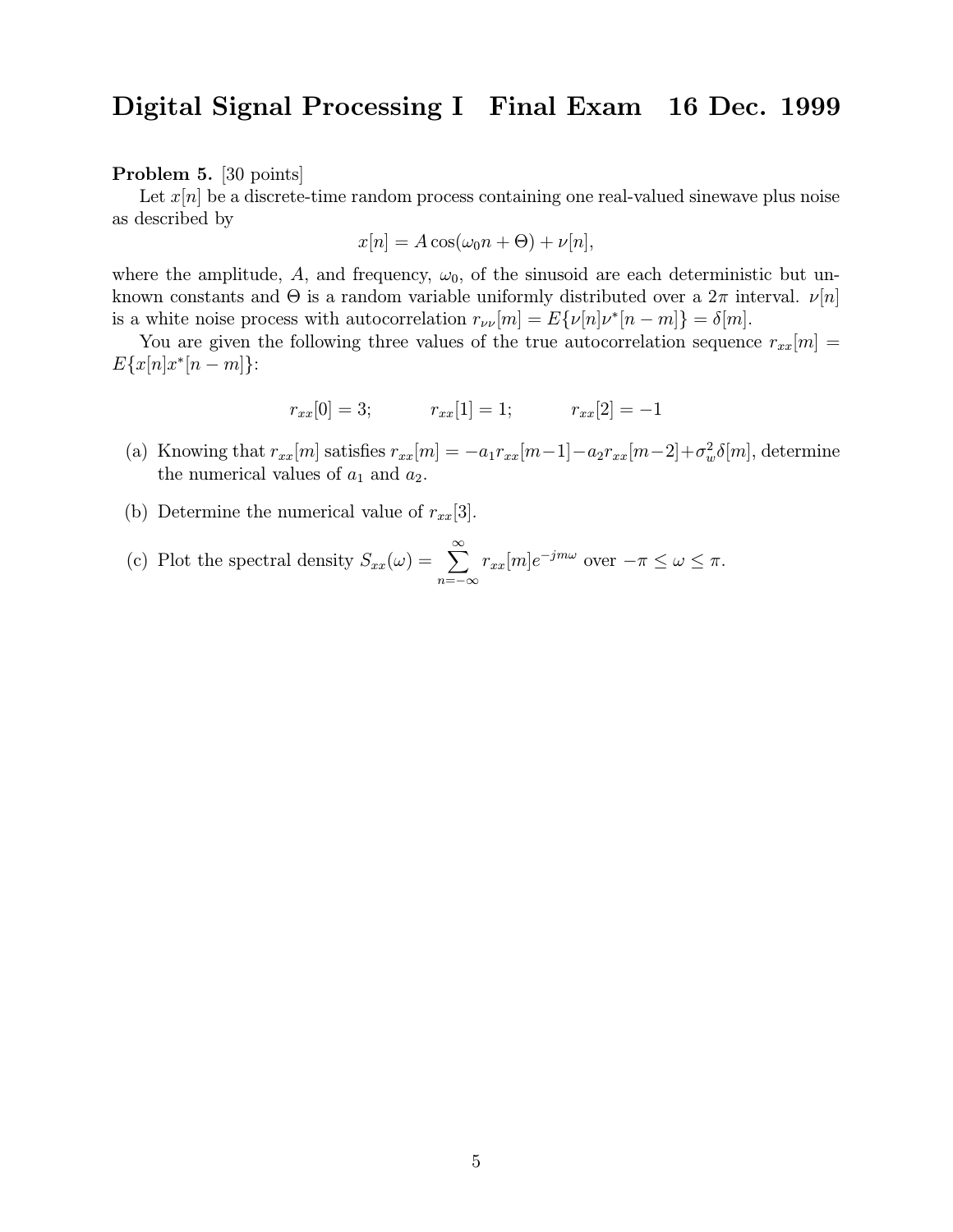# Digital Signal Processing I Final Exam 16 Dec. 1999

**Problem 5.** [30 points]

Let $x[n]$ be a discrete-time random process containing one real-valued sinewave plus noise as described by

$$x[n] = A\cos(\omega_0 n + \Theta) + \nu[n],$$

where the amplitude, $A$, and frequency, $\omega_0$, of the sinusoid are each deterministic but unknown constants and $\Theta$ is a random variable uniformly distributed over a $2\pi$ interval. $\nu[n]$ is a white noise process with autocorrelation $r_{\nu\nu}[m] = E\{\nu[n]\nu^*[n-m]\} = \delta[m]$.

You are given the following three values of the true autocorrelation sequence $r_{xx}[m] = E\{x[n]x^*[n-m]\}$:

$$r_{xx}[0] = 3; \qquad r_{xx}[1] = 1; \qquad r_{xx}[2] = -1$$

(a) Knowing that $r_{xx}[m]$ satisfies $r_{xx}[m] = -a_1 r_{xx}[m-1] - a_2 r_{xx}[m-2] + \sigma_w^2 \delta[m]$, determine the numerical values of $a_1$ and $a_2$.

(b) Determine the numerical value of $r_{xx}[3]$.

(c) Plot the spectral density $S_{xx}(\omega) = \sum_{n=-\infty}^{\infty} r_{xx}[m]e^{-jm\omega}$ over $-\pi \le \omega \le \pi$.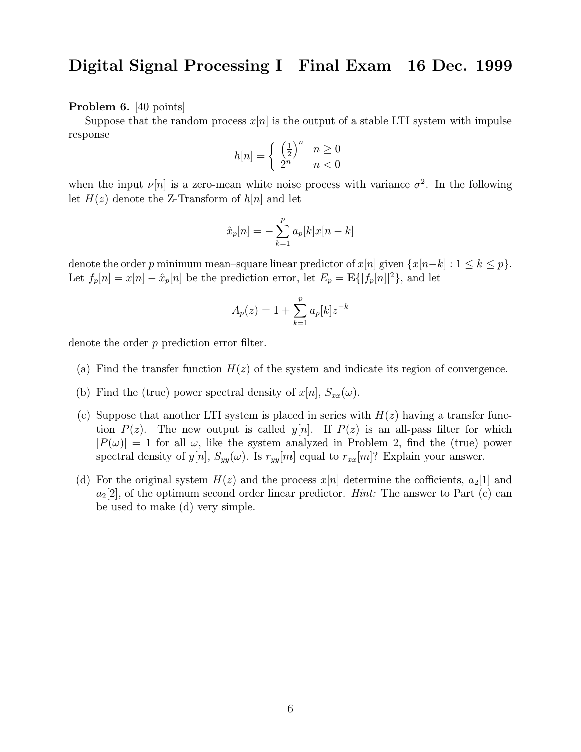# Digital Signal Processing I   Final Exam   16 Dec. 1999

**Problem 6.** [40 points]

Suppose that the random process $x[n]$ is the output of a stable LTI system with impulse response

$$h[n] = \begin{cases} \left(\frac{1}{2}\right)^n & n \geq 0 \\ 2^n & n < 0 \end{cases}$$

when the input $\nu[n]$ is a zero-mean white noise process with variance $\sigma^2$. In the following let $H(z)$ denote the Z-Transform of $h[n]$ and let

$$\hat{x}_p[n] = -\sum_{k=1}^{p} a_p[k]x[n-k]$$

denote the order $p$ minimum mean–square linear predictor of $x[n]$ given $\{x[n-k] : 1 \leq k \leq p\}$. Let $f_p[n] = x[n] - \hat{x}_p[n]$ be the prediction error, let $E_p = \mathbf{E}\{|f_p[n]|^2\}$, and let

$$A_p(z) = 1 + \sum_{k=1}^{p} a_p[k]z^{-k}$$

denote the order $p$ prediction error filter.

(a) Find the transfer function $H(z)$ of the system and indicate its region of convergence.

(b) Find the (true) power spectral density of $x[n]$, $S_{xx}(\omega)$.

(c) Suppose that another LTI system is placed in series with $H(z)$ having a transfer function $P(z)$. The new output is called $y[n]$. If $P(z)$ is an all-pass filter for which $|P(\omega)| = 1$ for all $\omega$, like the system analyzed in Problem 2, find the (true) power spectral density of $y[n]$, $S_{yy}(\omega)$. Is $r_{yy}[m]$ equal to $r_{xx}[m]$? Explain your answer.

(d) For the original system $H(z)$ and the process $x[n]$ determine the cofficients, $a_2[1]$ and $a_2[2]$, of the optimum second order linear predictor. *Hint:* The answer to Part (c) can be used to make (d) very simple.